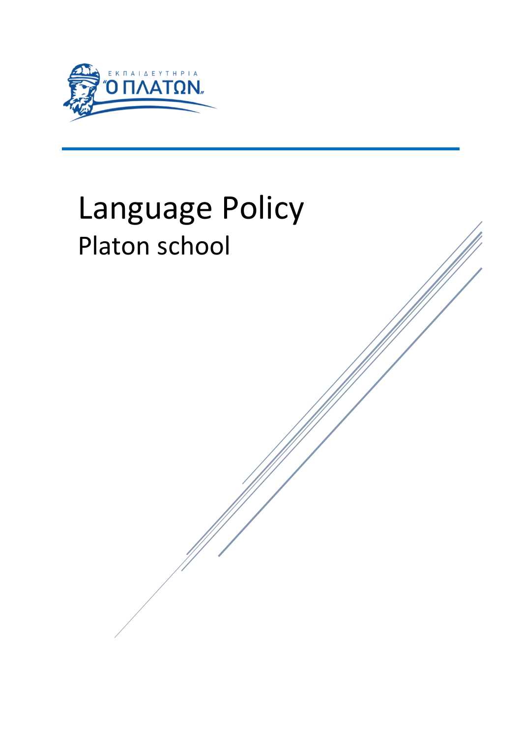ΕΚΠΑΙΔΕΥΤΗΡΙΑ "Ο ΠΛΑΤΩΝ"

# Language Policy

## Platon school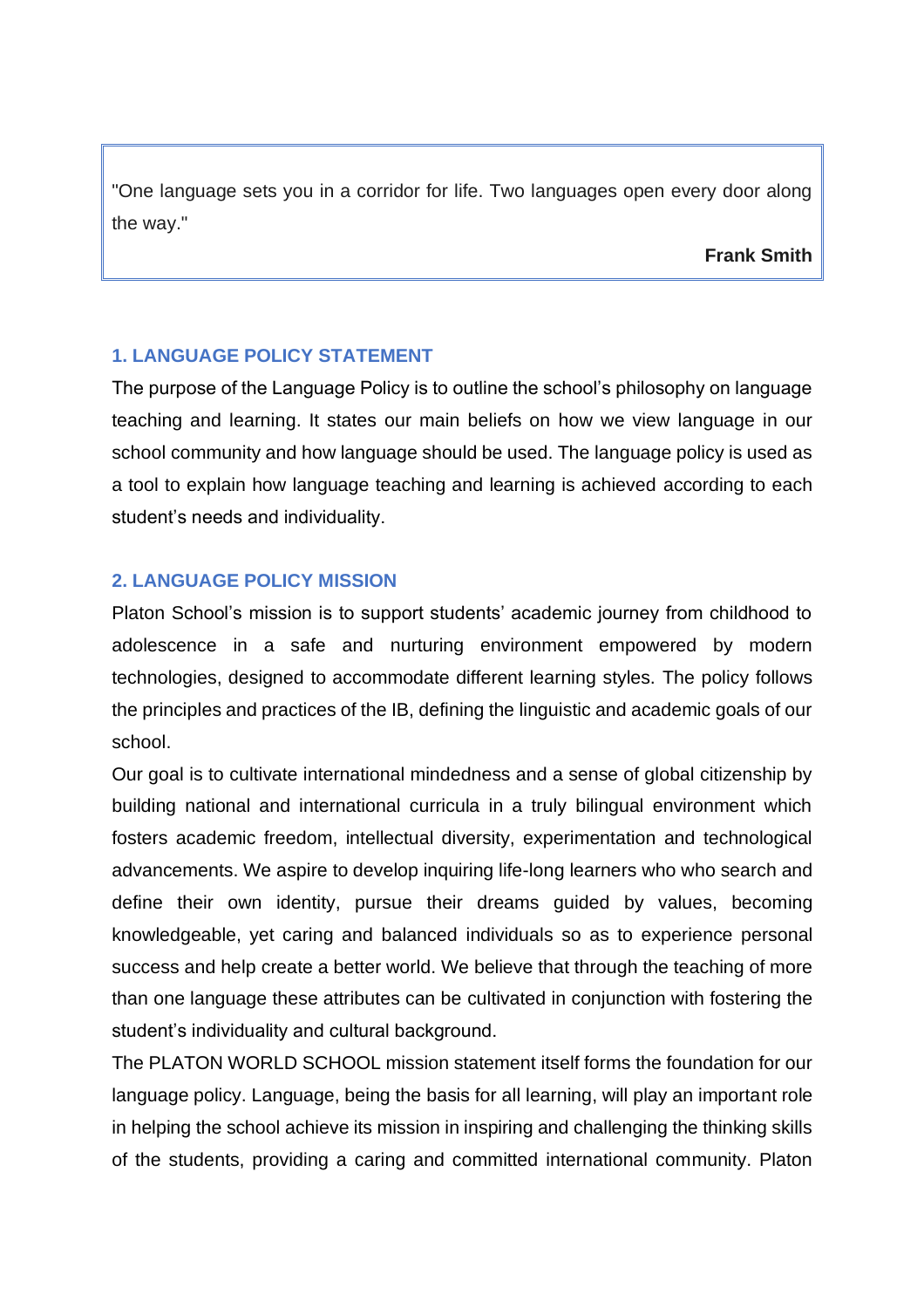> "One language sets you in a corridor for life. Two languages open every door along the way."
>
> **Frank Smith**

## 1. LANGUAGE POLICY STATEMENT

The purpose of the Language Policy is to outline the school's philosophy on language teaching and learning. It states our main beliefs on how we view language in our school community and how language should be used. The language policy is used as a tool to explain how language teaching and learning is achieved according to each student's needs and individuality.

## 2. LANGUAGE POLICY MISSION

Platon School's mission is to support students' academic journey from childhood to adolescence in a safe and nurturing environment empowered by modern technologies, designed to accommodate different learning styles. The policy follows the principles and practices of the IB, defining the linguistic and academic goals of our school.

Our goal is to cultivate international mindedness and a sense of global citizenship by building national and international curricula in a truly bilingual environment which fosters academic freedom, intellectual diversity, experimentation and technological advancements. We aspire to develop inquiring life-long learners who who search and define their own identity, pursue their dreams guided by values, becoming knowledgeable, yet caring and balanced individuals so as to experience personal success and help create a better world. We believe that through the teaching of more than one language these attributes can be cultivated in conjunction with fostering the student's individuality and cultural background.

The PLATON WORLD SCHOOL mission statement itself forms the foundation for our language policy. Language, being the basis for all learning, will play an important role in helping the school achieve its mission in inspiring and challenging the thinking skills of the students, providing a caring and committed international community. Platon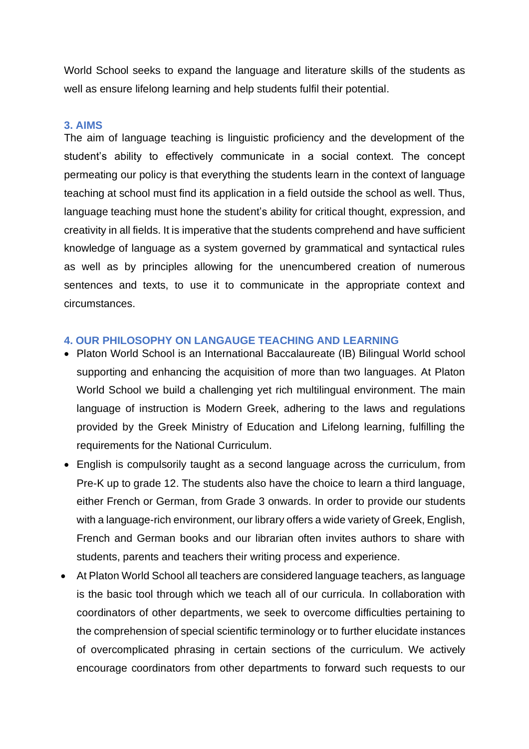World School seeks to expand the language and literature skills of the students as well as ensure lifelong learning and help students fulfil their potential.

## 3. AIMS

The aim of language teaching is linguistic proficiency and the development of the student's ability to effectively communicate in a social context. The concept permeating our policy is that everything the students learn in the context of language teaching at school must find its application in a field outside the school as well. Thus, language teaching must hone the student's ability for critical thought, expression, and creativity in all fields. It is imperative that the students comprehend and have sufficient knowledge of language as a system governed by grammatical and syntactical rules as well as by principles allowing for the unencumbered creation of numerous sentences and texts, to use it to communicate in the appropriate context and circumstances.

## 4. OUR PHILOSOPHY ON LANGAUGE TEACHING AND LEARNING

- Platon World School is an International Baccalaureate (IB) Bilingual World school supporting and enhancing the acquisition of more than two languages. At Platon World School we build a challenging yet rich multilingual environment. The main language of instruction is Modern Greek, adhering to the laws and regulations provided by the Greek Ministry of Education and Lifelong learning, fulfilling the requirements for the National Curriculum.
- English is compulsorily taught as a second language across the curriculum, from Pre-K up to grade 12. The students also have the choice to learn a third language, either French or German, from Grade 3 onwards. In order to provide our students with a language-rich environment, our library offers a wide variety of Greek, English, French and German books and our librarian often invites authors to share with students, parents and teachers their writing process and experience.
- At Platon World School all teachers are considered language teachers, as language is the basic tool through which we teach all of our curricula. In collaboration with coordinators of other departments, we seek to overcome difficulties pertaining to the comprehension of special scientific terminology or to further elucidate instances of overcomplicated phrasing in certain sections of the curriculum. We actively encourage coordinators from other departments to forward such requests to our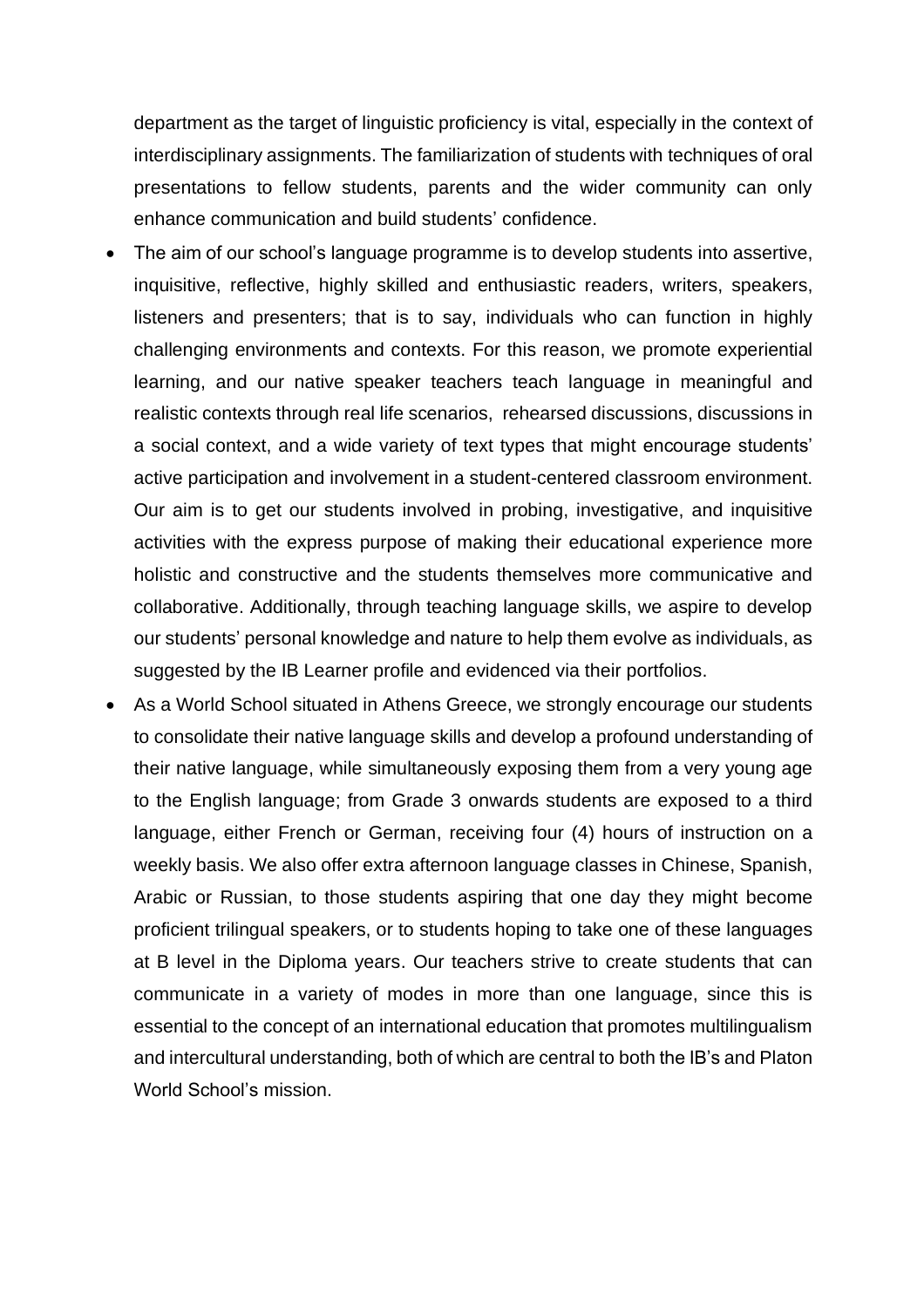department as the target of linguistic proficiency is vital, especially in the context of interdisciplinary assignments. The familiarization of students with techniques of oral presentations to fellow students, parents and the wider community can only enhance communication and build students' confidence.

- The aim of our school's language programme is to develop students into assertive, inquisitive, reflective, highly skilled and enthusiastic readers, writers, speakers, listeners and presenters; that is to say, individuals who can function in highly challenging environments and contexts. For this reason, we promote experiential learning, and our native speaker teachers teach language in meaningful and realistic contexts through real life scenarios, rehearsed discussions, discussions in a social context, and a wide variety of text types that might encourage students' active participation and involvement in a student-centered classroom environment. Our aim is to get our students involved in probing, investigative, and inquisitive activities with the express purpose of making their educational experience more holistic and constructive and the students themselves more communicative and collaborative. Additionally, through teaching language skills, we aspire to develop our students' personal knowledge and nature to help them evolve as individuals, as suggested by the IB Learner profile and evidenced via their portfolios.
- As a World School situated in Athens Greece, we strongly encourage our students to consolidate their native language skills and develop a profound understanding of their native language, while simultaneously exposing them from a very young age to the English language; from Grade 3 onwards students are exposed to a third language, either French or German, receiving four (4) hours of instruction on a weekly basis. We also offer extra afternoon language classes in Chinese, Spanish, Arabic or Russian, to those students aspiring that one day they might become proficient trilingual speakers, or to students hoping to take one of these languages at B level in the Diploma years. Our teachers strive to create students that can communicate in a variety of modes in more than one language, since this is essential to the concept of an international education that promotes multilingualism and intercultural understanding, both of which are central to both the IB's and Platon World School's mission.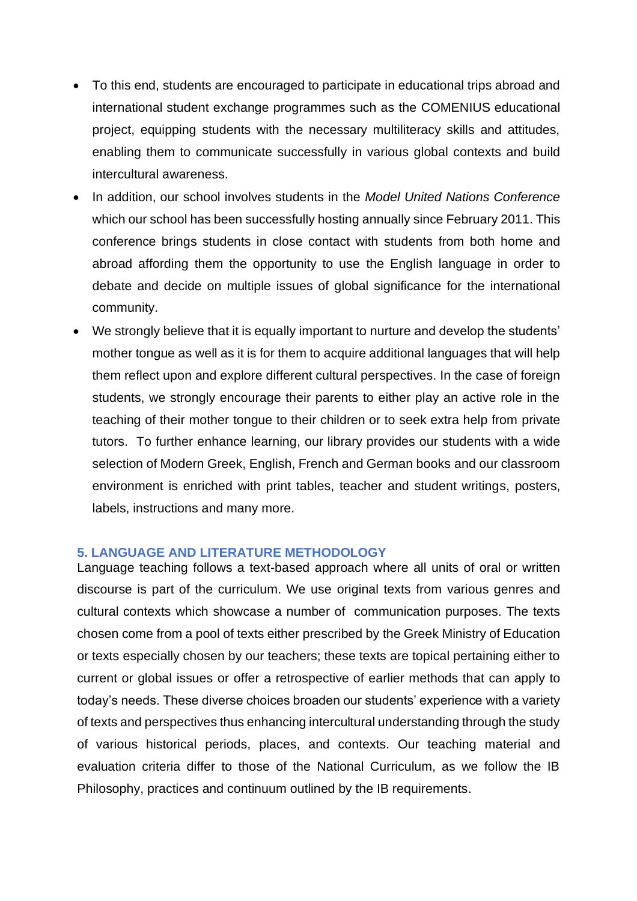- To this end, students are encouraged to participate in educational trips abroad and international student exchange programmes such as the COMENIUS educational project, equipping students with the necessary multiliteracy skills and attitudes, enabling them to communicate successfully in various global contexts and build intercultural awareness.
- In addition, our school involves students in the *Model United Nations Conference* which our school has been successfully hosting annually since February 2011. This conference brings students in close contact with students from both home and abroad affording them the opportunity to use the English language in order to debate and decide on multiple issues of global significance for the international community.
- We strongly believe that it is equally important to nurture and develop the students' mother tongue as well as it is for them to acquire additional languages that will help them reflect upon and explore different cultural perspectives. In the case of foreign students, we strongly encourage their parents to either play an active role in the teaching of their mother tongue to their children or to seek extra help from private tutors. To further enhance learning, our library provides our students with a wide selection of Modern Greek, English, French and German books and our classroom environment is enriched with print tables, teacher and student writings, posters, labels, instructions and many more.

## 5. LANGUAGE AND LITERATURE METHODOLOGY

Language teaching follows a text-based approach where all units of oral or written discourse is part of the curriculum. We use original texts from various genres and cultural contexts which showcase a number of communication purposes. The texts chosen come from a pool of texts either prescribed by the Greek Ministry of Education or texts especially chosen by our teachers; these texts are topical pertaining either to current or global issues or offer a retrospective of earlier methods that can apply to today's needs. These diverse choices broaden our students' experience with a variety of texts and perspectives thus enhancing intercultural understanding through the study of various historical periods, places, and contexts. Our teaching material and evaluation criteria differ to those of the National Curriculum, as we follow the IB Philosophy, practices and continuum outlined by the IB requirements.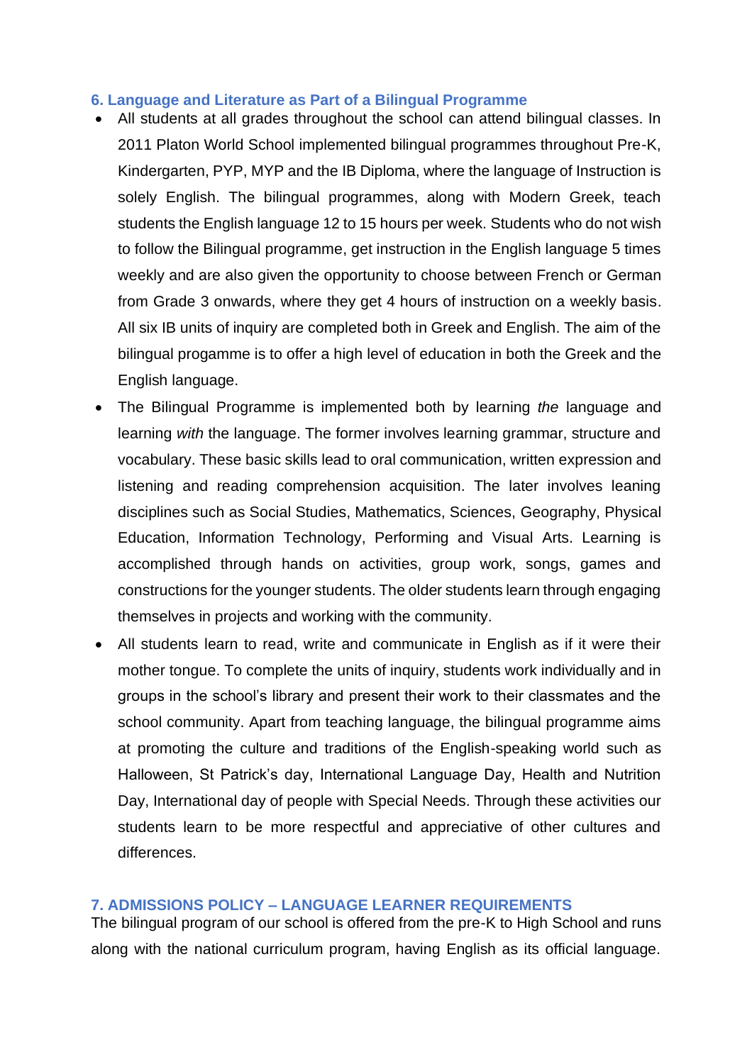## 6. Language and Literature as Part of a Bilingual Programme

- All students at all grades throughout the school can attend bilingual classes. In 2011 Platon World School implemented bilingual programmes throughout Pre-K, Kindergarten, PYP, MYP and the IB Diploma, where the language of Instruction is solely English. The bilingual programmes, along with Modern Greek, teach students the English language 12 to 15 hours per week. Students who do not wish to follow the Bilingual programme, get instruction in the English language 5 times weekly and are also given the opportunity to choose between French or German from Grade 3 onwards, where they get 4 hours of instruction on a weekly basis. All six IB units of inquiry are completed both in Greek and English. The aim of the bilingual progamme is to offer a high level of education in both the Greek and the English language.
- The Bilingual Programme is implemented both by learning *the* language and learning *with* the language. The former involves learning grammar, structure and vocabulary. These basic skills lead to oral communication, written expression and listening and reading comprehension acquisition. The later involves leaning disciplines such as Social Studies, Mathematics, Sciences, Geography, Physical Education, Information Technology, Performing and Visual Arts. Learning is accomplished through hands on activities, group work, songs, games and constructions for the younger students. The older students learn through engaging themselves in projects and working with the community.
- All students learn to read, write and communicate in English as if it were their mother tongue. To complete the units of inquiry, students work individually and in groups in the school's library and present their work to their classmates and the school community. Apart from teaching language, the bilingual programme aims at promoting the culture and traditions of the English-speaking world such as Halloween, St Patrick's day, International Language Day, Health and Nutrition Day, International day of people with Special Needs. Through these activities our students learn to be more respectful and appreciative of other cultures and differences.

## 7. ADMISSIONS POLICY – LANGUAGE LEARNER REQUIREMENTS

The bilingual program of our school is offered from the pre-K to High School and runs along with the national curriculum program, having English as its official language.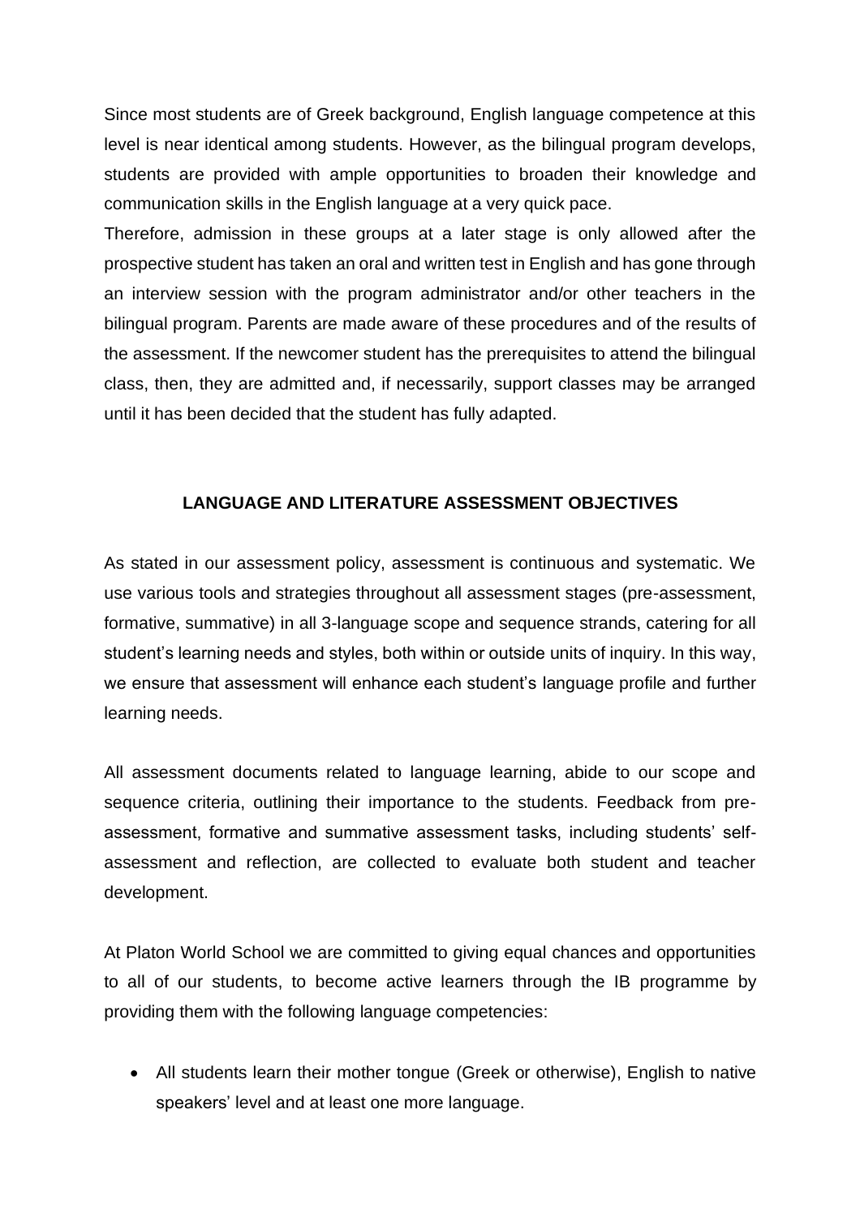Since most students are of Greek background, English language competence at this level is near identical among students. However, as the bilingual program develops, students are provided with ample opportunities to broaden their knowledge and communication skills in the English language at a very quick pace.

Therefore, admission in these groups at a later stage is only allowed after the prospective student has taken an oral and written test in English and has gone through an interview session with the program administrator and/or other teachers in the bilingual program. Parents are made aware of these procedures and of the results of the assessment. If the newcomer student has the prerequisites to attend the bilingual class, then, they are admitted and, if necessarily, support classes may be arranged until it has been decided that the student has fully adapted.

## LANGUAGE AND LITERATURE ASSESSMENT OBJECTIVES

As stated in our assessment policy, assessment is continuous and systematic. We use various tools and strategies throughout all assessment stages (pre-assessment, formative, summative) in all 3-language scope and sequence strands, catering for all student's learning needs and styles, both within or outside units of inquiry. In this way, we ensure that assessment will enhance each student's language profile and further learning needs.

All assessment documents related to language learning, abide to our scope and sequence criteria, outlining their importance to the students. Feedback from pre-assessment, formative and summative assessment tasks, including students' self-assessment and reflection, are collected to evaluate both student and teacher development.

At Platon World School we are committed to giving equal chances and opportunities to all of our students, to become active learners through the IB programme by providing them with the following language competencies:

- All students learn their mother tongue (Greek or otherwise), English to native speakers' level and at least one more language.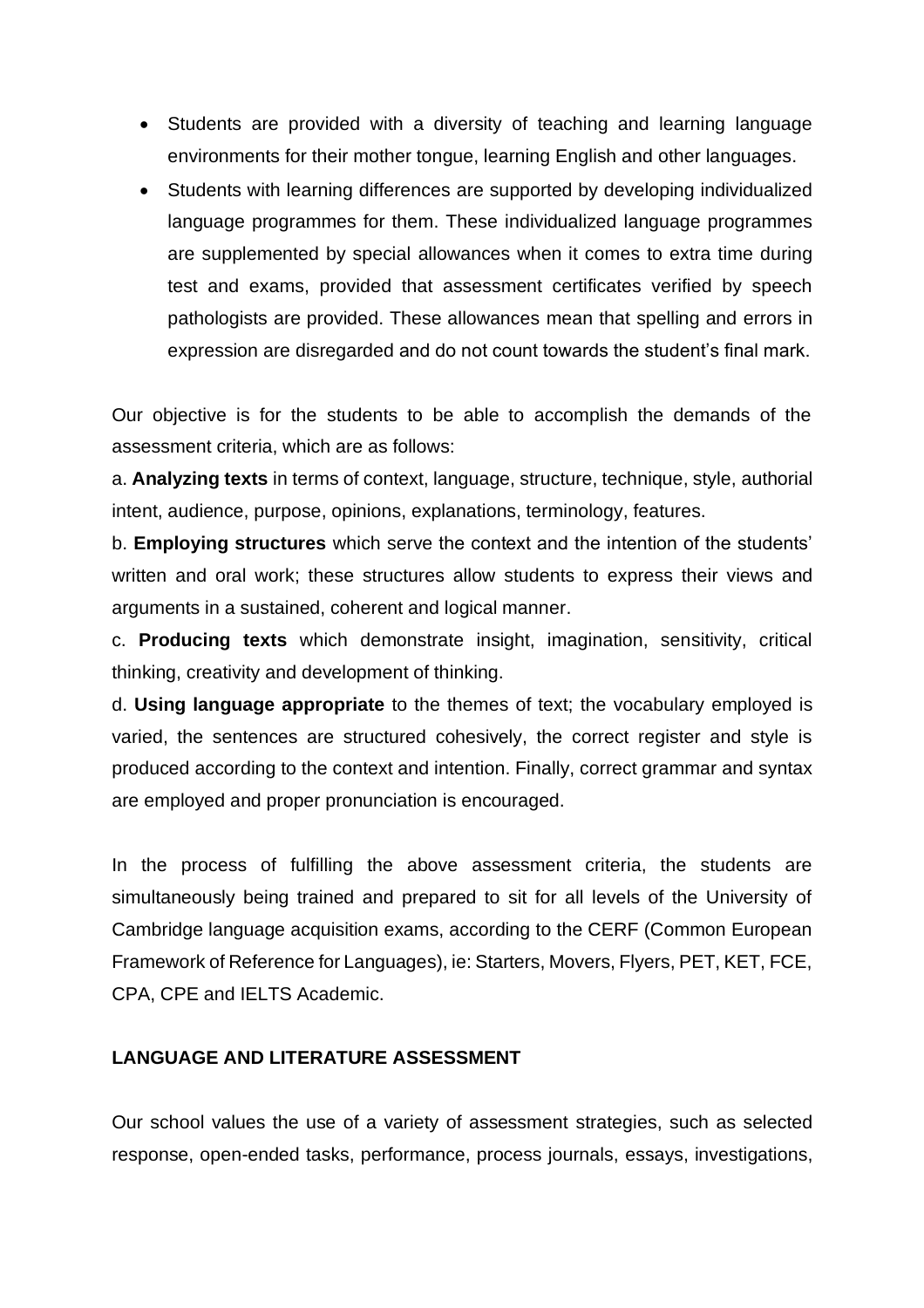- Students are provided with a diversity of teaching and learning language environments for their mother tongue, learning English and other languages.
- Students with learning differences are supported by developing individualized language programmes for them. These individualized language programmes are supplemented by special allowances when it comes to extra time during test and exams, provided that assessment certificates verified by speech pathologists are provided. These allowances mean that spelling and errors in expression are disregarded and do not count towards the student's final mark.

Our objective is for the students to be able to accomplish the demands of the assessment criteria, which are as follows:

a. **Analyzing texts** in terms of context, language, structure, technique, style, authorial intent, audience, purpose, opinions, explanations, terminology, features.

b. **Employing structures** which serve the context and the intention of the students' written and oral work; these structures allow students to express their views and arguments in a sustained, coherent and logical manner.

c. **Producing texts** which demonstrate insight, imagination, sensitivity, critical thinking, creativity and development of thinking.

d. **Using language appropriate** to the themes of text; the vocabulary employed is varied, the sentences are structured cohesively, the correct register and style is produced according to the context and intention. Finally, correct grammar and syntax are employed and proper pronunciation is encouraged.

In the process of fulfilling the above assessment criteria, the students are simultaneously being trained and prepared to sit for all levels of the University of Cambridge language acquisition exams, according to the CERF (Common European Framework of Reference for Languages), ie: Starters, Movers, Flyers, PET, KET, FCE, CPA, CPE and IELTS Academic.

## LANGUAGE AND LITERATURE ASSESSMENT

Our school values the use of a variety of assessment strategies, such as selected response, open-ended tasks, performance, process journals, essays, investigations,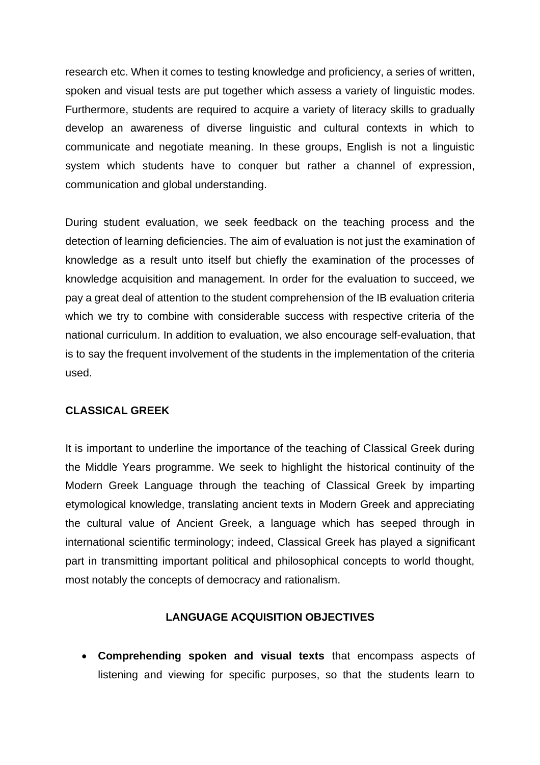research etc. When it comes to testing knowledge and proficiency, a series of written, spoken and visual tests are put together which assess a variety of linguistic modes. Furthermore, students are required to acquire a variety of literacy skills to gradually develop an awareness of diverse linguistic and cultural contexts in which to communicate and negotiate meaning. In these groups, English is not a linguistic system which students have to conquer but rather a channel of expression, communication and global understanding.

During student evaluation, we seek feedback on the teaching process and the detection of learning deficiencies. The aim of evaluation is not just the examination of knowledge as a result unto itself but chiefly the examination of the processes of knowledge acquisition and management. In order for the evaluation to succeed, we pay a great deal of attention to the student comprehension of the IB evaluation criteria which we try to combine with considerable success with respective criteria of the national curriculum. In addition to evaluation, we also encourage self-evaluation, that is to say the frequent involvement of the students in the implementation of the criteria used.

**CLASSICAL GREEK**

It is important to underline the importance of the teaching of Classical Greek during the Middle Years programme. We seek to highlight the historical continuity of the Modern Greek Language through the teaching of Classical Greek by imparting etymological knowledge, translating ancient texts in Modern Greek and appreciating the cultural value of Ancient Greek, a language which has seeped through in international scientific terminology; indeed, Classical Greek has played a significant part in transmitting important political and philosophical concepts to world thought, most notably the concepts of democracy and rationalism.

**LANGUAGE ACQUISITION OBJECTIVES**

- **Comprehending spoken and visual texts** that encompass aspects of listening and viewing for specific purposes, so that the students learn to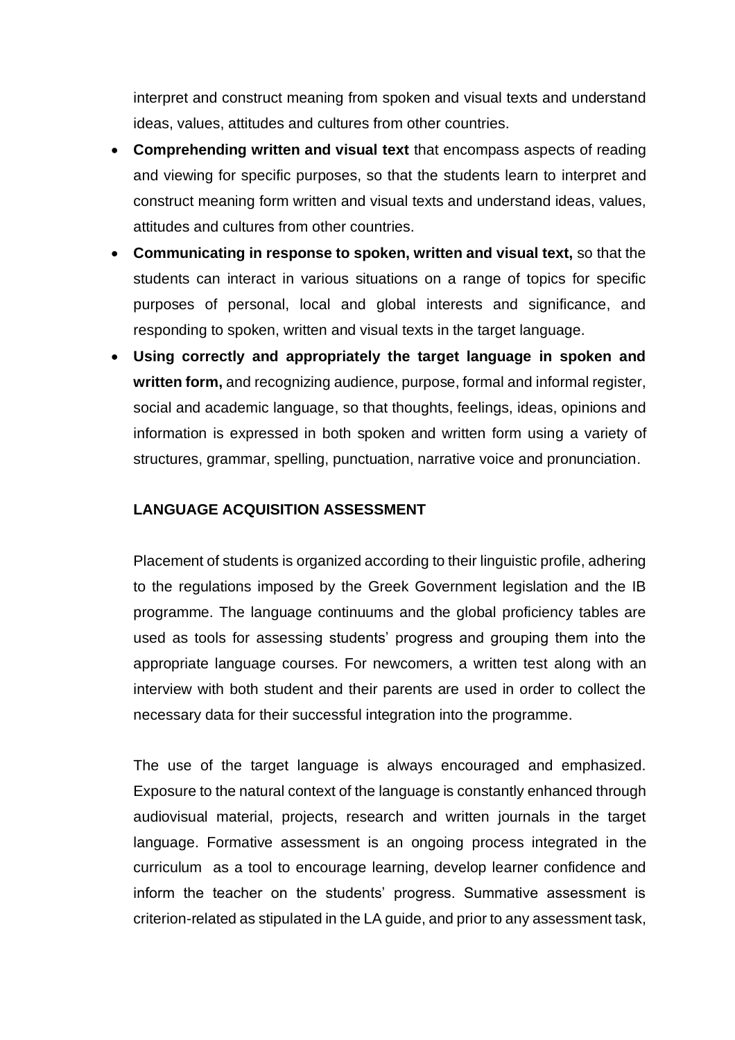interpret and construct meaning from spoken and visual texts and understand ideas, values, attitudes and cultures from other countries.

- **Comprehending written and visual text** that encompass aspects of reading and viewing for specific purposes, so that the students learn to interpret and construct meaning form written and visual texts and understand ideas, values, attitudes and cultures from other countries.
- **Communicating in response to spoken, written and visual text,** so that the students can interact in various situations on a range of topics for specific purposes of personal, local and global interests and significance, and responding to spoken, written and visual texts in the target language.
- **Using correctly and appropriately the target language in spoken and written form,** and recognizing audience, purpose, formal and informal register, social and academic language, so that thoughts, feelings, ideas, opinions and information is expressed in both spoken and written form using a variety of structures, grammar, spelling, punctuation, narrative voice and pronunciation.

**LANGUAGE ACQUISITION ASSESSMENT**

Placement of students is organized according to their linguistic profile, adhering to the regulations imposed by the Greek Government legislation and the IB programme. The language continuums and the global proficiency tables are used as tools for assessing students' progress and grouping them into the appropriate language courses. For newcomers, a written test along with an interview with both student and their parents are used in order to collect the necessary data for their successful integration into the programme.

The use of the target language is always encouraged and emphasized. Exposure to the natural context of the language is constantly enhanced through audiovisual material, projects, research and written journals in the target language. Formative assessment is an ongoing process integrated in the curriculum as a tool to encourage learning, develop learner confidence and inform the teacher on the students' progress. Summative assessment is criterion-related as stipulated in the LA guide, and prior to any assessment task,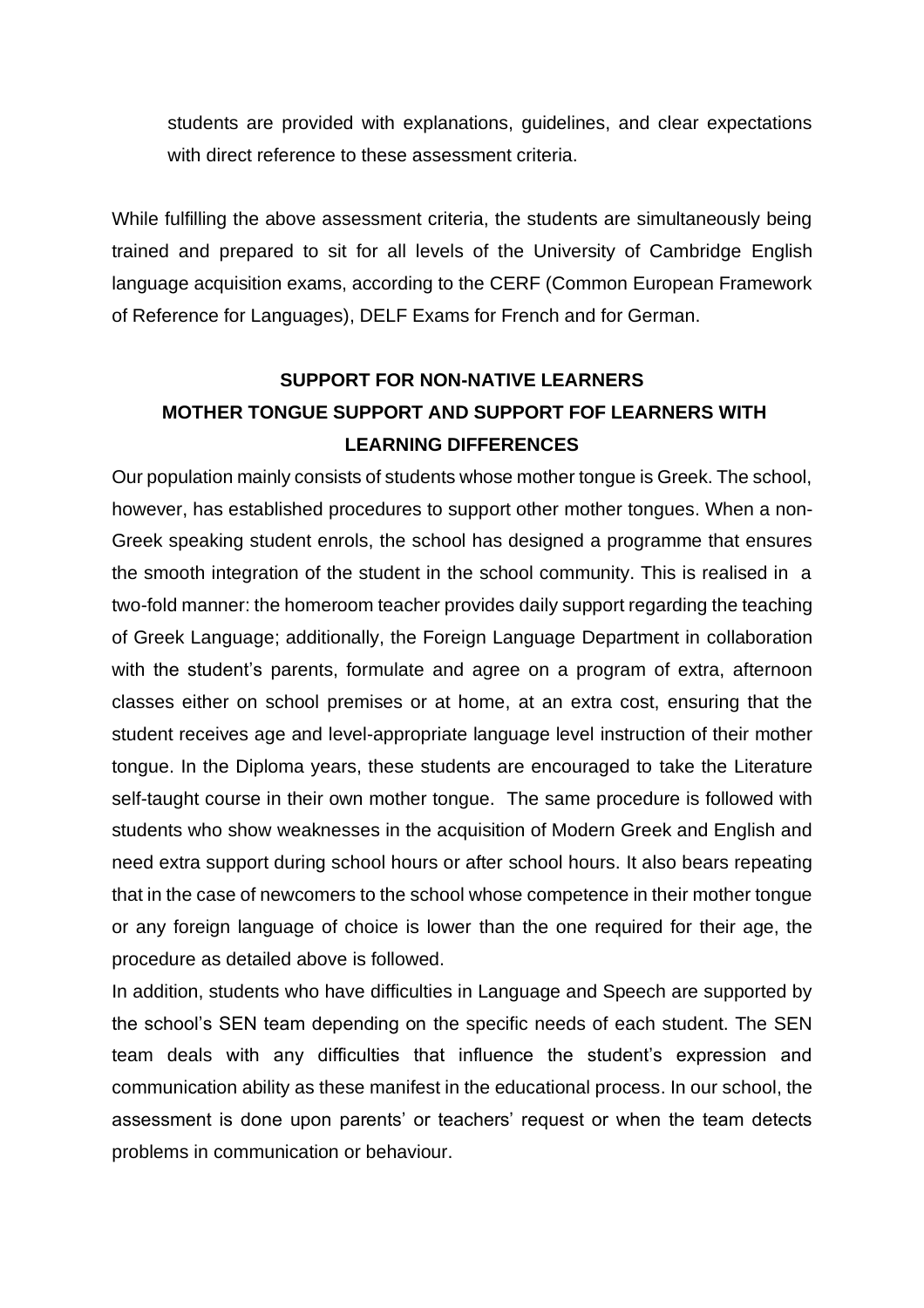students are provided with explanations, guidelines, and clear expectations with direct reference to these assessment criteria.

While fulfilling the above assessment criteria, the students are simultaneously being trained and prepared to sit for all levels of the University of Cambridge English language acquisition exams, according to the CERF (Common European Framework of Reference for Languages), DELF Exams for French and for German.

## SUPPORT FOR NON-NATIVE LEARNERS
## MOTHER TONGUE SUPPORT AND SUPPORT FOF LEARNERS WITH LEARNING DIFFERENCES

Our population mainly consists of students whose mother tongue is Greek. The school, however, has established procedures to support other mother tongues. When a non-Greek speaking student enrols, the school has designed a programme that ensures the smooth integration of the student in the school community. This is realised in a two-fold manner: the homeroom teacher provides daily support regarding the teaching of Greek Language; additionally, the Foreign Language Department in collaboration with the student's parents, formulate and agree on a program of extra, afternoon classes either on school premises or at home, at an extra cost, ensuring that the student receives age and level-appropriate language level instruction of their mother tongue. In the Diploma years, these students are encouraged to take the Literature self-taught course in their own mother tongue. The same procedure is followed with students who show weaknesses in the acquisition of Modern Greek and English and need extra support during school hours or after school hours. It also bears repeating that in the case of newcomers to the school whose competence in their mother tongue or any foreign language of choice is lower than the one required for their age, the procedure as detailed above is followed.

In addition, students who have difficulties in Language and Speech are supported by the school's SEN team depending on the specific needs of each student. The SEN team deals with any difficulties that influence the student's expression and communication ability as these manifest in the educational process. In our school, the assessment is done upon parents' or teachers' request or when the team detects problems in communication or behaviour.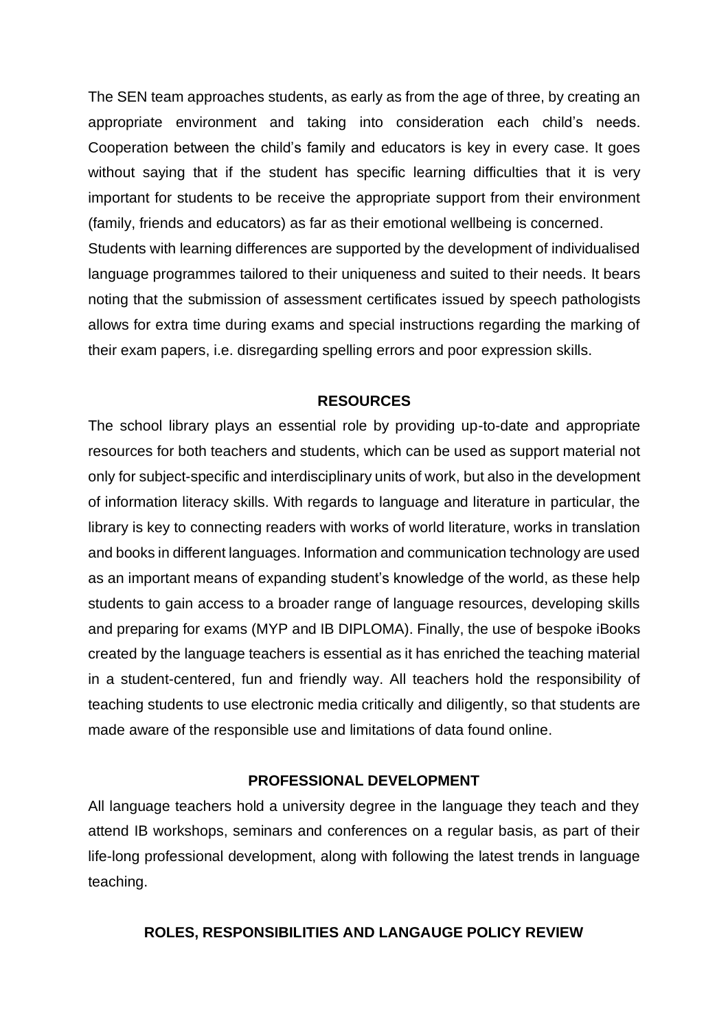The SEN team approaches students, as early as from the age of three, by creating an appropriate environment and taking into consideration each child's needs. Cooperation between the child's family and educators is key in every case. It goes without saying that if the student has specific learning difficulties that it is very important for students to be receive the appropriate support from their environment (family, friends and educators) as far as their emotional wellbeing is concerned.
Students with learning differences are supported by the development of individualised language programmes tailored to their uniqueness and suited to their needs. It bears noting that the submission of assessment certificates issued by speech pathologists allows for extra time during exams and special instructions regarding the marking of their exam papers, i.e. disregarding spelling errors and poor expression skills.

## RESOURCES

The school library plays an essential role by providing up-to-date and appropriate resources for both teachers and students, which can be used as support material not only for subject-specific and interdisciplinary units of work, but also in the development of information literacy skills. With regards to language and literature in particular, the library is key to connecting readers with works of world literature, works in translation and books in different languages. Information and communication technology are used as an important means of expanding student's knowledge of the world, as these help students to gain access to a broader range of language resources, developing skills and preparing for exams (MYP and IB DIPLOMA). Finally, the use of bespoke iBooks created by the language teachers is essential as it has enriched the teaching material in a student-centered, fun and friendly way. All teachers hold the responsibility of teaching students to use electronic media critically and diligently, so that students are made aware of the responsible use and limitations of data found online.

## PROFESSIONAL DEVELOPMENT

All language teachers hold a university degree in the language they teach and they attend IB workshops, seminars and conferences on a regular basis, as part of their life-long professional development, along with following the latest trends in language teaching.

## ROLES, RESPONSIBILITIES AND LANGAUGE POLICY REVIEW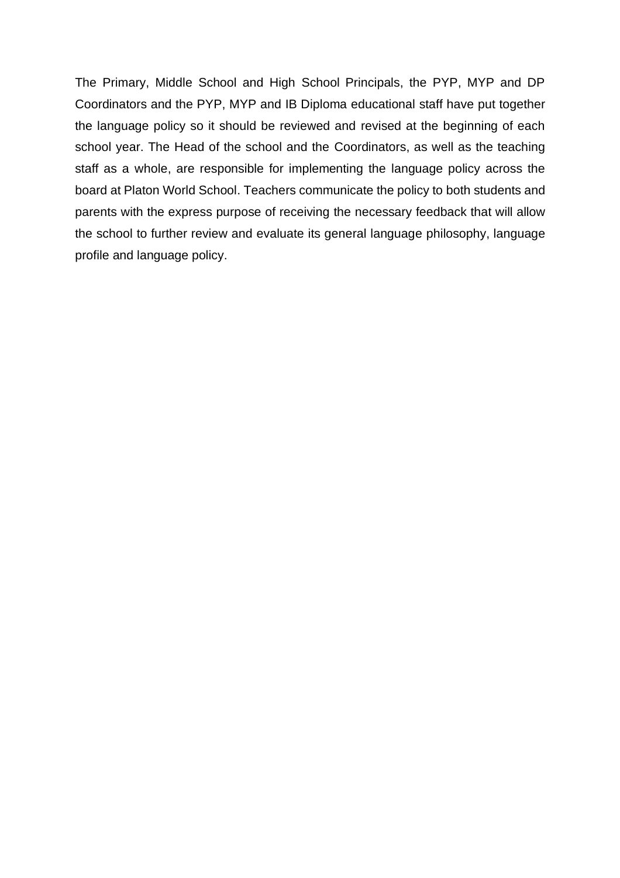The Primary, Middle School and High School Principals, the PYP, MYP and DP Coordinators and the PYP, MYP and IB Diploma educational staff have put together the language policy so it should be reviewed and revised at the beginning of each school year. The Head of the school and the Coordinators, as well as the teaching staff as a whole, are responsible for implementing the language policy across the board at Platon World School. Teachers communicate the policy to both students and parents with the express purpose of receiving the necessary feedback that will allow the school to further review and evaluate its general language philosophy, language profile and language policy.